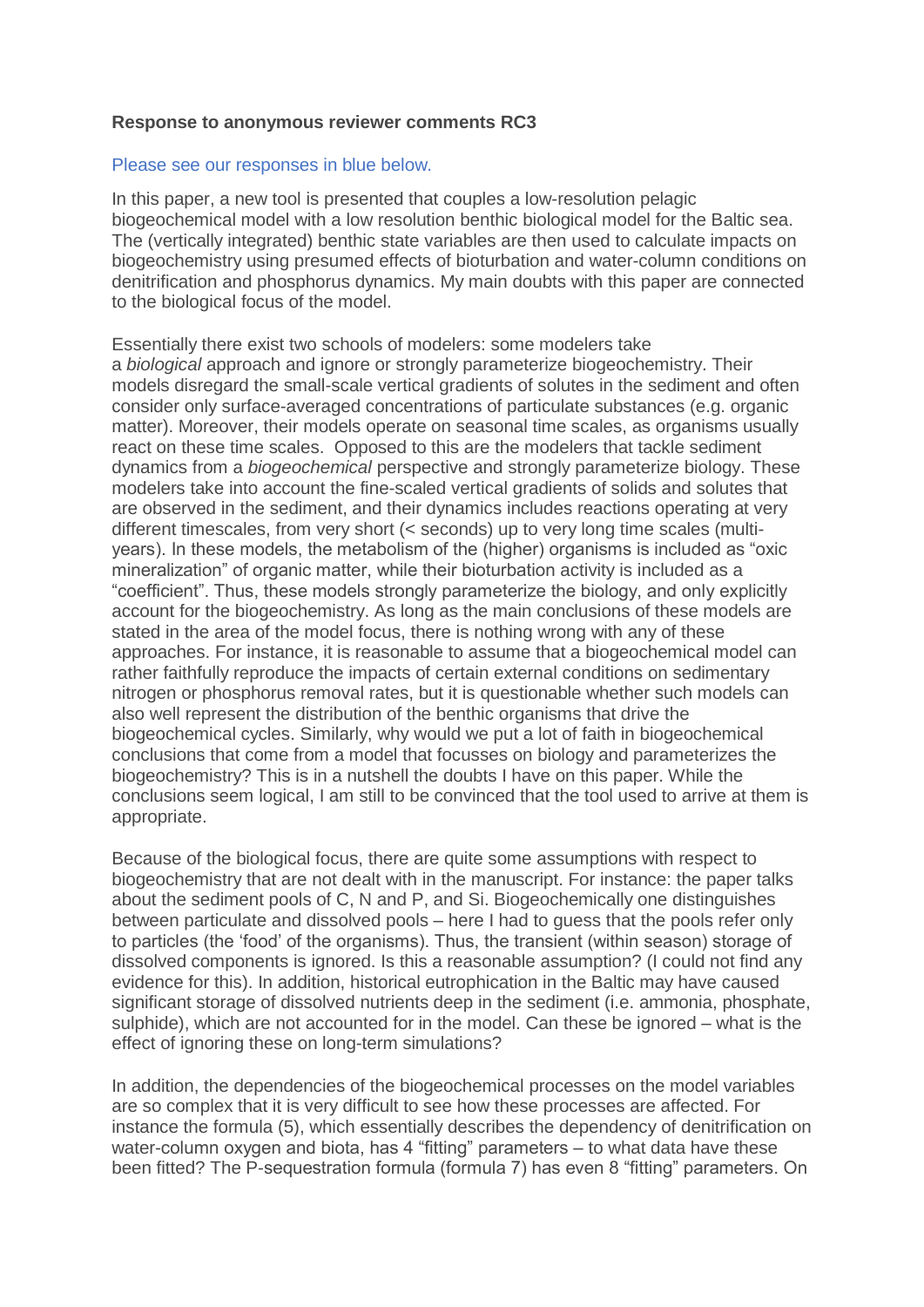**Response to anonymous reviewer comments RC3**

Please see our responses in blue below.

In this paper, a new tool is presented that couples a low-resolution pelagic biogeochemical model with a low resolution benthic biological model for the Baltic sea. The (vertically integrated) benthic state variables are then used to calculate impacts on biogeochemistry using presumed effects of bioturbation and water-column conditions on denitrification and phosphorus dynamics. My main doubts with this paper are connected to the biological focus of the model.

Essentially there exist two schools of modelers: some modelers take a *biological* approach and ignore or strongly parameterize biogeochemistry. Their models disregard the small-scale vertical gradients of solutes in the sediment and often consider only surface-averaged concentrations of particulate substances (e.g. organic matter). Moreover, their models operate on seasonal time scales, as organisms usually react on these time scales. Opposed to this are the modelers that tackle sediment dynamics from a *biogeochemical* perspective and strongly parameterize biology. These modelers take into account the fine-scaled vertical gradients of solids and solutes that are observed in the sediment, and their dynamics includes reactions operating at very different timescales, from very short (< seconds) up to very long time scales (multi-years). In these models, the metabolism of the (higher) organisms is included as "oxic mineralization" of organic matter, while their bioturbation activity is included as a "coefficient". Thus, these models strongly parameterize the biology, and only explicitly account for the biogeochemistry. As long as the main conclusions of these models are stated in the area of the model focus, there is nothing wrong with any of these approaches. For instance, it is reasonable to assume that a biogeochemical model can rather faithfully reproduce the impacts of certain external conditions on sedimentary nitrogen or phosphorus removal rates, but it is questionable whether such models can also well represent the distribution of the benthic organisms that drive the biogeochemical cycles. Similarly, why would we put a lot of faith in biogeochemical conclusions that come from a model that focusses on biology and parameterizes the biogeochemistry? This is in a nutshell the doubts I have on this paper. While the conclusions seem logical, I am still to be convinced that the tool used to arrive at them is appropriate.

Because of the biological focus, there are quite some assumptions with respect to biogeochemistry that are not dealt with in the manuscript. For instance: the paper talks about the sediment pools of C, N and P, and Si. Biogeochemically one distinguishes between particulate and dissolved pools – here I had to guess that the pools refer only to particles (the 'food' of the organisms). Thus, the transient (within season) storage of dissolved components is ignored. Is this a reasonable assumption? (I could not find any evidence for this). In addition, historical eutrophication in the Baltic may have caused significant storage of dissolved nutrients deep in the sediment (i.e. ammonia, phosphate, sulphide), which are not accounted for in the model. Can these be ignored – what is the effect of ignoring these on long-term simulations?

In addition, the dependencies of the biogeochemical processes on the model variables are so complex that it is very difficult to see how these processes are affected. For instance the formula (5), which essentially describes the dependency of denitrification on water-column oxygen and biota, has 4 "fitting" parameters – to what data have these been fitted? The P-sequestration formula (formula 7) has even 8 "fitting" parameters. On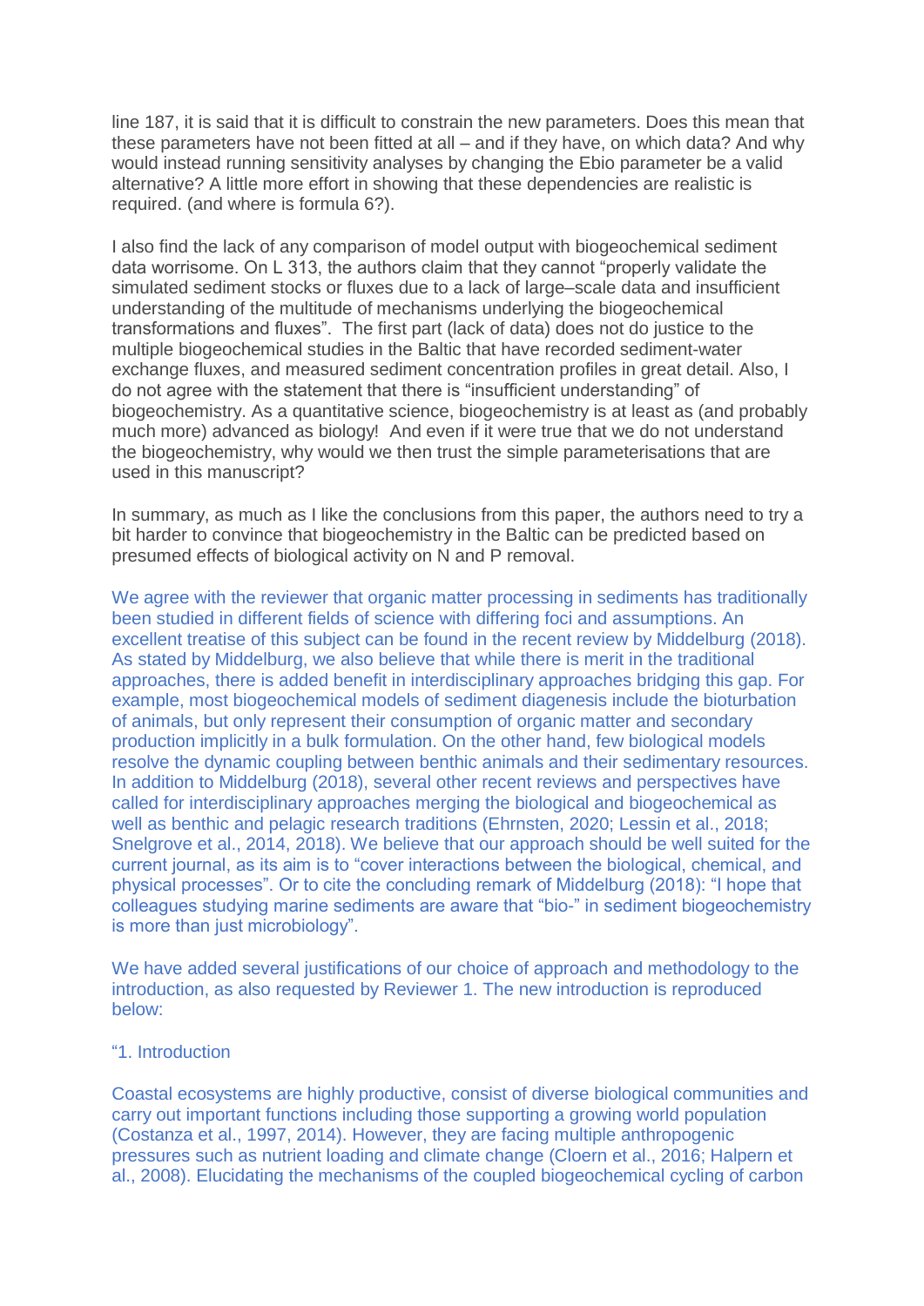line 187, it is said that it is difficult to constrain the new parameters. Does this mean that these parameters have not been fitted at all – and if they have, on which data? And why would instead running sensitivity analyses by changing the Ebio parameter be a valid alternative? A little more effort in showing that these dependencies are realistic is required. (and where is formula 6?).

I also find the lack of any comparison of model output with biogeochemical sediment data worrisome. On L 313, the authors claim that they cannot "properly validate the simulated sediment stocks or fluxes due to a lack of large–scale data and insufficient understanding of the multitude of mechanisms underlying the biogeochemical transformations and fluxes". The first part (lack of data) does not do justice to the multiple biogeochemical studies in the Baltic that have recorded sediment-water exchange fluxes, and measured sediment concentration profiles in great detail. Also, I do not agree with the statement that there is "insufficient understanding" of biogeochemistry. As a quantitative science, biogeochemistry is at least as (and probably much more) advanced as biology! And even if it were true that we do not understand the biogeochemistry, why would we then trust the simple parameterisations that are used in this manuscript?

In summary, as much as I like the conclusions from this paper, the authors need to try a bit harder to convince that biogeochemistry in the Baltic can be predicted based on presumed effects of biological activity on N and P removal.

We agree with the reviewer that organic matter processing in sediments has traditionally been studied in different fields of science with differing foci and assumptions. An excellent treatise of this subject can be found in the recent review by Middelburg (2018). As stated by Middelburg, we also believe that while there is merit in the traditional approaches, there is added benefit in interdisciplinary approaches bridging this gap. For example, most biogeochemical models of sediment diagenesis include the bioturbation of animals, but only represent their consumption of organic matter and secondary production implicitly in a bulk formulation. On the other hand, few biological models resolve the dynamic coupling between benthic animals and their sedimentary resources. In addition to Middelburg (2018), several other recent reviews and perspectives have called for interdisciplinary approaches merging the biological and biogeochemical as well as benthic and pelagic research traditions (Ehrnsten, 2020; Lessin et al., 2018; Snelgrove et al., 2014, 2018). We believe that our approach should be well suited for the current journal, as its aim is to "cover interactions between the biological, chemical, and physical processes". Or to cite the concluding remark of Middelburg (2018): "I hope that colleagues studying marine sediments are aware that "bio-" in sediment biogeochemistry is more than just microbiology".

We have added several justifications of our choice of approach and methodology to the introduction, as also requested by Reviewer 1. The new introduction is reproduced below:

"1. Introduction

Coastal ecosystems are highly productive, consist of diverse biological communities and carry out important functions including those supporting a growing world population (Costanza et al., 1997, 2014). However, they are facing multiple anthropogenic pressures such as nutrient loading and climate change (Cloern et al., 2016; Halpern et al., 2008). Elucidating the mechanisms of the coupled biogeochemical cycling of carbon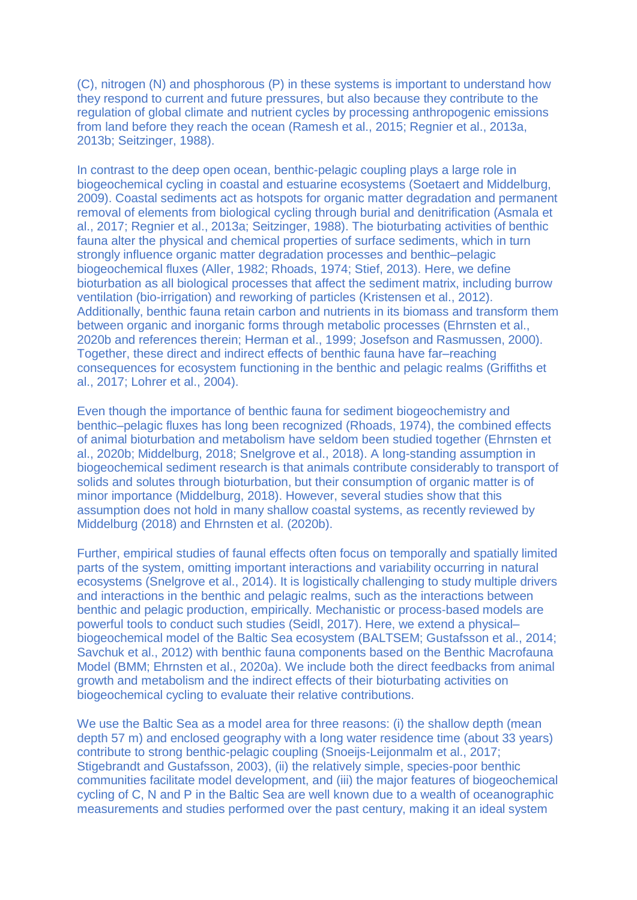(C), nitrogen (N) and phosphorous (P) in these systems is important to understand how they respond to current and future pressures, but also because they contribute to the regulation of global climate and nutrient cycles by processing anthropogenic emissions from land before they reach the ocean (Ramesh et al., 2015; Regnier et al., 2013a, 2013b; Seitzinger, 1988).

In contrast to the deep open ocean, benthic-pelagic coupling plays a large role in biogeochemical cycling in coastal and estuarine ecosystems (Soetaert and Middelburg, 2009). Coastal sediments act as hotspots for organic matter degradation and permanent removal of elements from biological cycling through burial and denitrification (Asmala et al., 2017; Regnier et al., 2013a; Seitzinger, 1988). The bioturbating activities of benthic fauna alter the physical and chemical properties of surface sediments, which in turn strongly influence organic matter degradation processes and benthic–pelagic biogeochemical fluxes (Aller, 1982; Rhoads, 1974; Stief, 2013). Here, we define bioturbation as all biological processes that affect the sediment matrix, including burrow ventilation (bio-irrigation) and reworking of particles (Kristensen et al., 2012). Additionally, benthic fauna retain carbon and nutrients in its biomass and transform them between organic and inorganic forms through metabolic processes (Ehrnsten et al., 2020b and references therein; Herman et al., 1999; Josefson and Rasmussen, 2000). Together, these direct and indirect effects of benthic fauna have far–reaching consequences for ecosystem functioning in the benthic and pelagic realms (Griffiths et al., 2017; Lohrer et al., 2004).

Even though the importance of benthic fauna for sediment biogeochemistry and benthic–pelagic fluxes has long been recognized (Rhoads, 1974), the combined effects of animal bioturbation and metabolism have seldom been studied together (Ehrnsten et al., 2020b; Middelburg, 2018; Snelgrove et al., 2018). A long-standing assumption in biogeochemical sediment research is that animals contribute considerably to transport of solids and solutes through bioturbation, but their consumption of organic matter is of minor importance (Middelburg, 2018). However, several studies show that this assumption does not hold in many shallow coastal systems, as recently reviewed by Middelburg (2018) and Ehrnsten et al. (2020b).

Further, empirical studies of faunal effects often focus on temporally and spatially limited parts of the system, omitting important interactions and variability occurring in natural ecosystems (Snelgrove et al., 2014). It is logistically challenging to study multiple drivers and interactions in the benthic and pelagic realms, such as the interactions between benthic and pelagic production, empirically. Mechanistic or process-based models are powerful tools to conduct such studies (Seidl, 2017). Here, we extend a physical–biogeochemical model of the Baltic Sea ecosystem (BALTSEM; Gustafsson et al., 2014; Savchuk et al., 2012) with benthic fauna components based on the Benthic Macrofauna Model (BMM; Ehrnsten et al., 2020a). We include both the direct feedbacks from animal growth and metabolism and the indirect effects of their bioturbating activities on biogeochemical cycling to evaluate their relative contributions.

We use the Baltic Sea as a model area for three reasons: (i) the shallow depth (mean depth 57 m) and enclosed geography with a long water residence time (about 33 years) contribute to strong benthic-pelagic coupling (Snoeijs-Leijonmalm et al., 2017; Stigebrandt and Gustafsson, 2003), (ii) the relatively simple, species-poor benthic communities facilitate model development, and (iii) the major features of biogeochemical cycling of C, N and P in the Baltic Sea are well known due to a wealth of oceanographic measurements and studies performed over the past century, making it an ideal system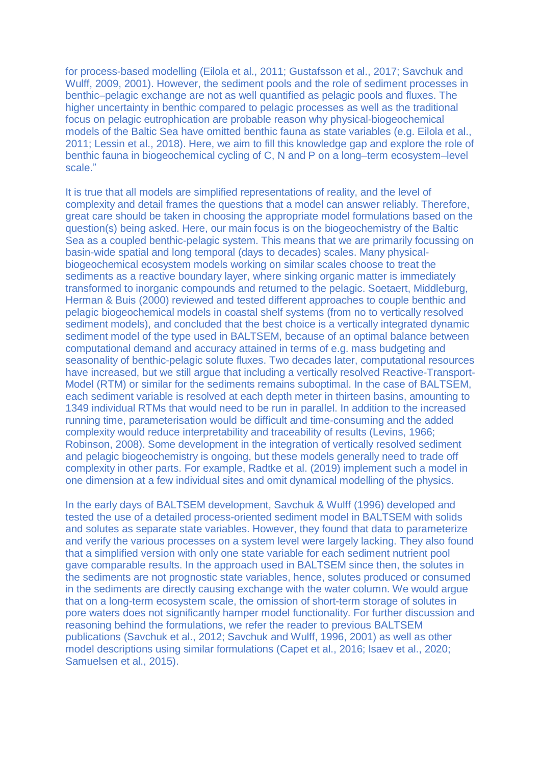for process-based modelling (Eilola et al., 2011; Gustafsson et al., 2017; Savchuk and Wulff, 2009, 2001). However, the sediment pools and the role of sediment processes in benthic–pelagic exchange are not as well quantified as pelagic pools and fluxes. The higher uncertainty in benthic compared to pelagic processes as well as the traditional focus on pelagic eutrophication are probable reason why physical-biogeochemical models of the Baltic Sea have omitted benthic fauna as state variables (e.g. Eilola et al., 2011; Lessin et al., 2018). Here, we aim to fill this knowledge gap and explore the role of benthic fauna in biogeochemical cycling of C, N and P on a long–term ecosystem–level scale."

It is true that all models are simplified representations of reality, and the level of complexity and detail frames the questions that a model can answer reliably. Therefore, great care should be taken in choosing the appropriate model formulations based on the question(s) being asked. Here, our main focus is on the biogeochemistry of the Baltic Sea as a coupled benthic-pelagic system. This means that we are primarily focussing on basin-wide spatial and long temporal (days to decades) scales. Many physical-biogeochemical ecosystem models working on similar scales choose to treat the sediments as a reactive boundary layer, where sinking organic matter is immediately transformed to inorganic compounds and returned to the pelagic. Soetaert, Middleburg, Herman & Buis (2000) reviewed and tested different approaches to couple benthic and pelagic biogeochemical models in coastal shelf systems (from no to vertically resolved sediment models), and concluded that the best choice is a vertically integrated dynamic sediment model of the type used in BALTSEM, because of an optimal balance between computational demand and accuracy attained in terms of e.g. mass budgeting and seasonality of benthic-pelagic solute fluxes. Two decades later, computational resources have increased, but we still argue that including a vertically resolved Reactive-Transport-Model (RTM) or similar for the sediments remains suboptimal. In the case of BALTSEM, each sediment variable is resolved at each depth meter in thirteen basins, amounting to 1349 individual RTMs that would need to be run in parallel. In addition to the increased running time, parameterisation would be difficult and time-consuming and the added complexity would reduce interpretability and traceability of results (Levins, 1966; Robinson, 2008). Some development in the integration of vertically resolved sediment and pelagic biogeochemistry is ongoing, but these models generally need to trade off complexity in other parts. For example, Radtke et al. (2019) implement such a model in one dimension at a few individual sites and omit dynamical modelling of the physics.

In the early days of BALTSEM development, Savchuk & Wulff (1996) developed and tested the use of a detailed process-oriented sediment model in BALTSEM with solids and solutes as separate state variables. However, they found that data to parameterize and verify the various processes on a system level were largely lacking. They also found that a simplified version with only one state variable for each sediment nutrient pool gave comparable results. In the approach used in BALTSEM since then, the solutes in the sediments are not prognostic state variables, hence, solutes produced or consumed in the sediments are directly causing exchange with the water column. We would argue that on a long-term ecosystem scale, the omission of short-term storage of solutes in pore waters does not significantly hamper model functionality. For further discussion and reasoning behind the formulations, we refer the reader to previous BALTSEM publications (Savchuk et al., 2012; Savchuk and Wulff, 1996, 2001) as well as other model descriptions using similar formulations (Capet et al., 2016; Isaev et al., 2020; Samuelsen et al., 2015).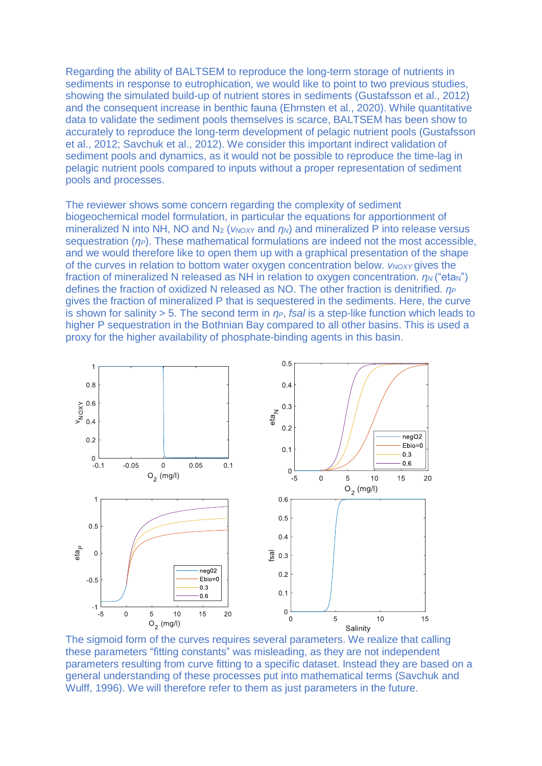Regarding the ability of BALTSEM to reproduce the long-term storage of nutrients in sediments in response to eutrophication, we would like to point to two previous studies, showing the simulated build-up of nutrient stores in sediments (Gustafsson et al., 2012) and the consequent increase in benthic fauna (Ehrnsten et al., 2020). While quantitative data to validate the sediment pools themselves is scarce, BALTSEM has been show to accurately to reproduce the long-term development of pelagic nutrient pools (Gustafsson et al., 2012; Savchuk et al., 2012). We consider this important indirect validation of sediment pools and dynamics, as it would not be possible to reproduce the time-lag in pelagic nutrient pools compared to inputs without a proper representation of sediment pools and processes.

The reviewer shows some concern regarding the complexity of sediment biogeochemical model formulation, in particular the equations for apportionment of mineralized N into NH, NO and $N_2$ ($v_{NOXY}$ and $\eta_N$) and mineralized P into release versus sequestration ($\eta_P$). These mathematical formulations are indeed not the most accessible, and we would therefore like to open them up with a graphical presentation of the shape of the curves in relation to bottom water oxygen concentration below. $v_{NOXY}$ gives the fraction of mineralized N released as NH in relation to oxygen concentration. $\eta_N$ ("eta$_N$") defines the fraction of oxidized N released as NO. The other fraction is denitrified. $\eta_P$ gives the fraction of mineralized P that is sequestered in the sediments. Here, the curve is shown for salinity > 5. The second term in $\eta_P$, *fsal* is a step-like function which leads to higher P sequestration in the Bothnian Bay compared to all other basins. This is used a proxy for the higher availability of phosphate-binding agents in this basin.

The sigmoid form of the curves requires several parameters. We realize that calling these parameters "fitting constants" was misleading, as they are not independent parameters resulting from curve fitting to a specific dataset. Instead they are based on a general understanding of these processes put into mathematical terms (Savchuk and Wulff, 1996). We will therefore refer to them as just parameters in the future.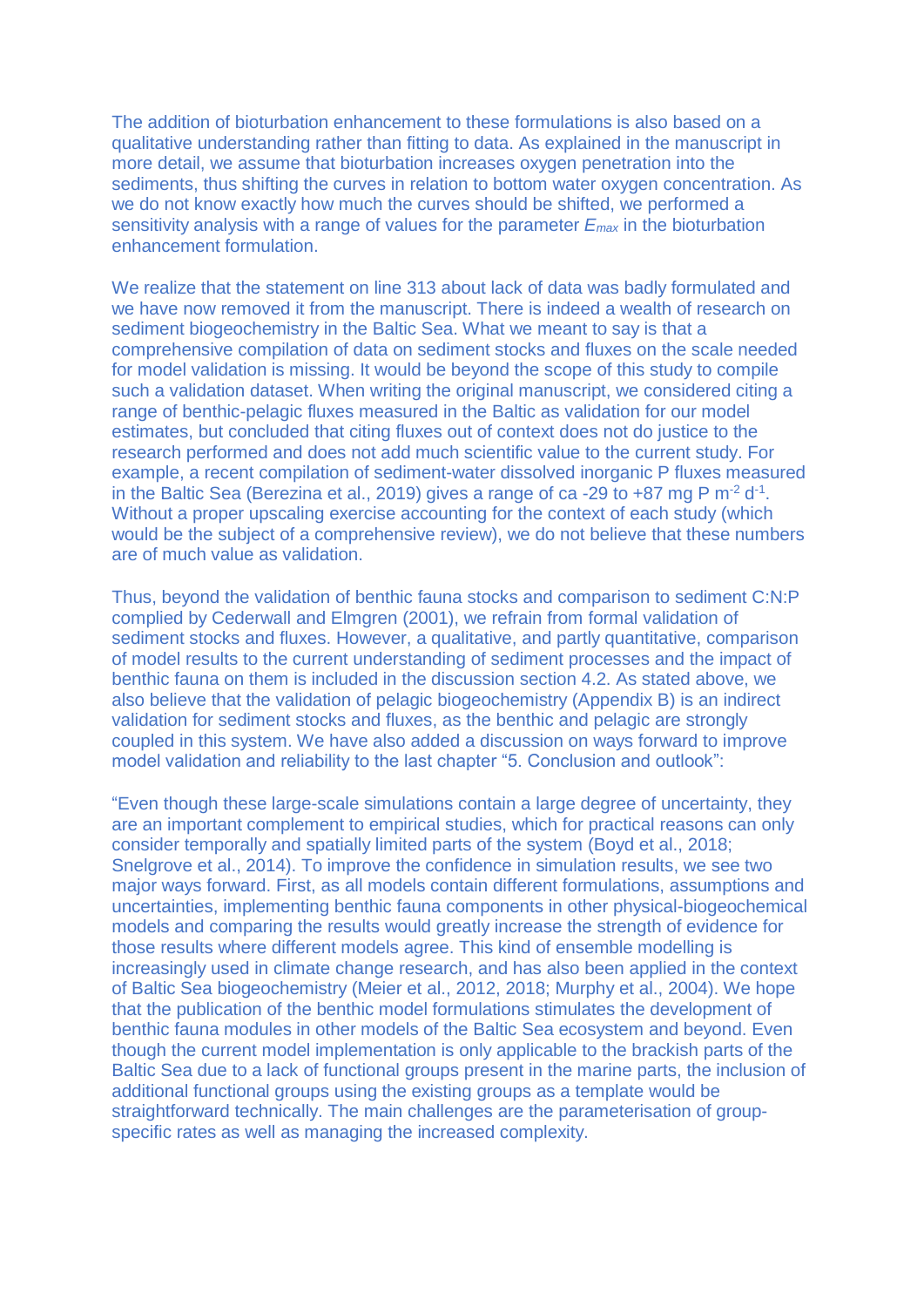The addition of bioturbation enhancement to these formulations is also based on a qualitative understanding rather than fitting to data. As explained in the manuscript in more detail, we assume that bioturbation increases oxygen penetration into the sediments, thus shifting the curves in relation to bottom water oxygen concentration. As we do not know exactly how much the curves should be shifted, we performed a sensitivity analysis with a range of values for the parameter $E_{max}$ in the bioturbation enhancement formulation.

We realize that the statement on line 313 about lack of data was badly formulated and we have now removed it from the manuscript. There is indeed a wealth of research on sediment biogeochemistry in the Baltic Sea. What we meant to say is that a comprehensive compilation of data on sediment stocks and fluxes on the scale needed for model validation is missing. It would be beyond the scope of this study to compile such a validation dataset. When writing the original manuscript, we considered citing a range of benthic-pelagic fluxes measured in the Baltic as validation for our model estimates, but concluded that citing fluxes out of context does not do justice to the research performed and does not add much scientific value to the current study. For example, a recent compilation of sediment-water dissolved inorganic P fluxes measured in the Baltic Sea (Berezina et al., 2019) gives a range of ca -29 to +87 mg P $m^{-2}$ $d^{-1}$. Without a proper upscaling exercise accounting for the context of each study (which would be the subject of a comprehensive review), we do not believe that these numbers are of much value as validation.

Thus, beyond the validation of benthic fauna stocks and comparison to sediment C:N:P complied by Cederwall and Elmgren (2001), we refrain from formal validation of sediment stocks and fluxes. However, a qualitative, and partly quantitative, comparison of model results to the current understanding of sediment processes and the impact of benthic fauna on them is included in the discussion section 4.2. As stated above, we also believe that the validation of pelagic biogeochemistry (Appendix B) is an indirect validation for sediment stocks and fluxes, as the benthic and pelagic are strongly coupled in this system. We have also added a discussion on ways forward to improve model validation and reliability to the last chapter "5. Conclusion and outlook":

"Even though these large-scale simulations contain a large degree of uncertainty, they are an important complement to empirical studies, which for practical reasons can only consider temporally and spatially limited parts of the system (Boyd et al., 2018; Snelgrove et al., 2014). To improve the confidence in simulation results, we see two major ways forward. First, as all models contain different formulations, assumptions and uncertainties, implementing benthic fauna components in other physical-biogeochemical models and comparing the results would greatly increase the strength of evidence for those results where different models agree. This kind of ensemble modelling is increasingly used in climate change research, and has also been applied in the context of Baltic Sea biogeochemistry (Meier et al., 2012, 2018; Murphy et al., 2004). We hope that the publication of the benthic model formulations stimulates the development of benthic fauna modules in other models of the Baltic Sea ecosystem and beyond. Even though the current model implementation is only applicable to the brackish parts of the Baltic Sea due to a lack of functional groups present in the marine parts, the inclusion of additional functional groups using the existing groups as a template would be straightforward technically. The main challenges are the parameterisation of group-specific rates as well as managing the increased complexity.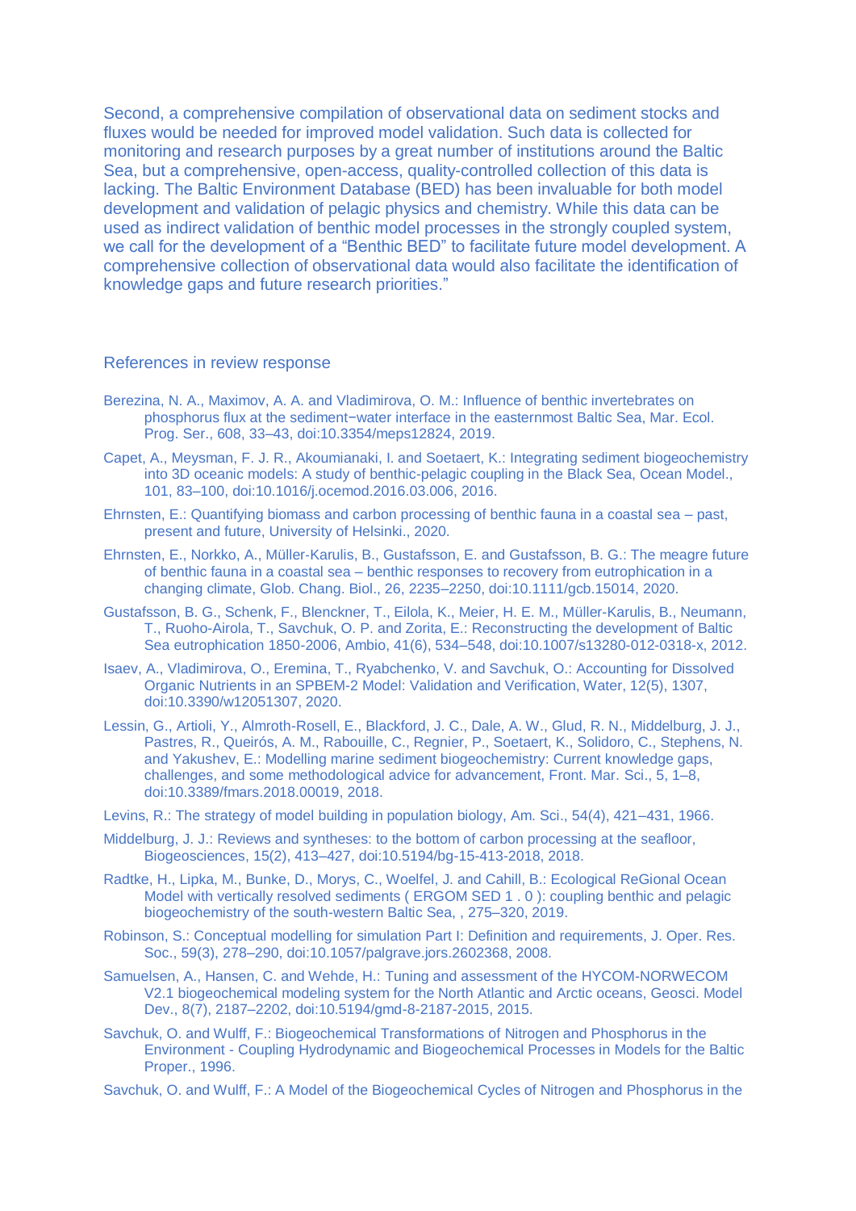Second, a comprehensive compilation of observational data on sediment stocks and fluxes would be needed for improved model validation. Such data is collected for monitoring and research purposes by a great number of institutions around the Baltic Sea, but a comprehensive, open-access, quality-controlled collection of this data is lacking. The Baltic Environment Database (BED) has been invaluable for both model development and validation of pelagic physics and chemistry. While this data can be used as indirect validation of benthic model processes in the strongly coupled system, we call for the development of a "Benthic BED" to facilitate future model development. A comprehensive collection of observational data would also facilitate the identification of knowledge gaps and future research priorities."

## References in review response

Berezina, N. A., Maximov, A. A. and Vladimirova, O. M.: Influence of benthic invertebrates on phosphorus flux at the sediment−water interface in the easternmost Baltic Sea, Mar. Ecol. Prog. Ser., 608, 33–43, doi:10.3354/meps12824, 2019.

Capet, A., Meysman, F. J. R., Akoumianaki, I. and Soetaert, K.: Integrating sediment biogeochemistry into 3D oceanic models: A study of benthic-pelagic coupling in the Black Sea, Ocean Model., 101, 83–100, doi:10.1016/j.ocemod.2016.03.006, 2016.

Ehrnsten, E.: Quantifying biomass and carbon processing of benthic fauna in a coastal sea – past, present and future, University of Helsinki., 2020.

Ehrnsten, E., Norkko, A., Müller-Karulis, B., Gustafsson, E. and Gustafsson, B. G.: The meagre future of benthic fauna in a coastal sea – benthic responses to recovery from eutrophication in a changing climate, Glob. Chang. Biol., 26, 2235–2250, doi:10.1111/gcb.15014, 2020.

Gustafsson, B. G., Schenk, F., Blenckner, T., Eilola, K., Meier, H. E. M., Müller-Karulis, B., Neumann, T., Ruoho-Airola, T., Savchuk, O. P. and Zorita, E.: Reconstructing the development of Baltic Sea eutrophication 1850-2006, Ambio, 41(6), 534–548, doi:10.1007/s13280-012-0318-x, 2012.

Isaev, A., Vladimirova, O., Eremina, T., Ryabchenko, V. and Savchuk, O.: Accounting for Dissolved Organic Nutrients in an SPBEM-2 Model: Validation and Verification, Water, 12(5), 1307, doi:10.3390/w12051307, 2020.

Lessin, G., Artioli, Y., Almroth-Rosell, E., Blackford, J. C., Dale, A. W., Glud, R. N., Middelburg, J. J., Pastres, R., Queirós, A. M., Rabouille, C., Regnier, P., Soetaert, K., Solidoro, C., Stephens, N. and Yakushev, E.: Modelling marine sediment biogeochemistry: Current knowledge gaps, challenges, and some methodological advice for advancement, Front. Mar. Sci., 5, 1–8, doi:10.3389/fmars.2018.00019, 2018.

Levins, R.: The strategy of model building in population biology, Am. Sci., 54(4), 421–431, 1966.

Middelburg, J. J.: Reviews and syntheses: to the bottom of carbon processing at the seafloor, Biogeosciences, 15(2), 413–427, doi:10.5194/bg-15-413-2018, 2018.

Radtke, H., Lipka, M., Bunke, D., Morys, C., Woelfel, J. and Cahill, B.: Ecological ReGional Ocean Model with vertically resolved sediments ( ERGOM SED 1 . 0 ): coupling benthic and pelagic biogeochemistry of the south-western Baltic Sea, , 275–320, 2019.

Robinson, S.: Conceptual modelling for simulation Part I: Definition and requirements, J. Oper. Res. Soc., 59(3), 278–290, doi:10.1057/palgrave.jors.2602368, 2008.

Samuelsen, A., Hansen, C. and Wehde, H.: Tuning and assessment of the HYCOM-NORWECOM V2.1 biogeochemical modeling system for the North Atlantic and Arctic oceans, Geosci. Model Dev., 8(7), 2187–2202, doi:10.5194/gmd-8-2187-2015, 2015.

Savchuk, O. and Wulff, F.: Biogeochemical Transformations of Nitrogen and Phosphorus in the Environment - Coupling Hydrodynamic and Biogeochemical Processes in Models for the Baltic Proper., 1996.

Savchuk, O. and Wulff, F.: A Model of the Biogeochemical Cycles of Nitrogen and Phosphorus in the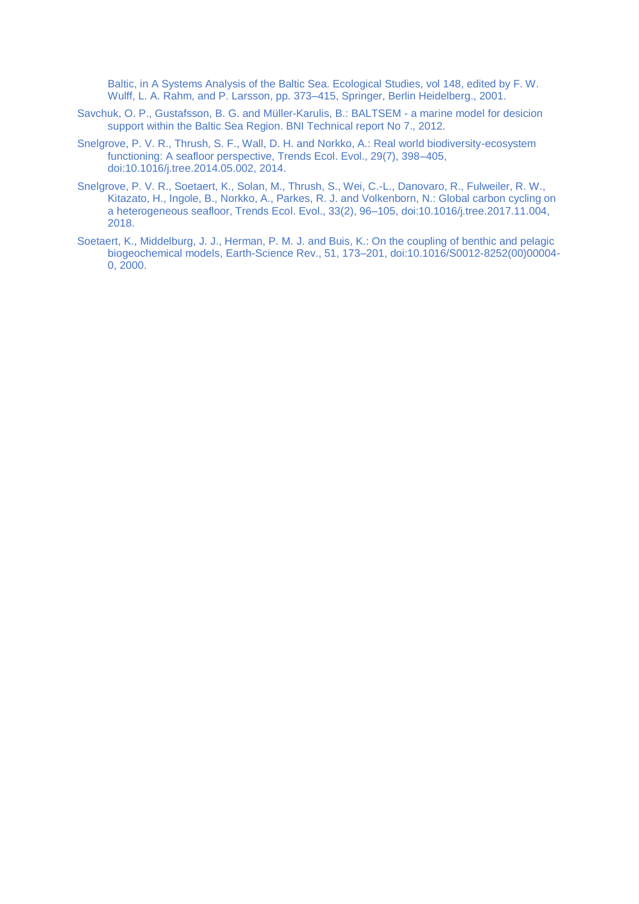Baltic, in A Systems Analysis of the Baltic Sea. Ecological Studies, vol 148, edited by F. W. Wulff, L. A. Rahm, and P. Larsson, pp. 373–415, Springer, Berlin Heidelberg., 2001.

Savchuk, O. P., Gustafsson, B. G. and Müller-Karulis, B.: BALTSEM - a marine model for desicion support within the Baltic Sea Region. BNI Technical report No 7., 2012.

Snelgrove, P. V. R., Thrush, S. F., Wall, D. H. and Norkko, A.: Real world biodiversity-ecosystem functioning: A seafloor perspective, Trends Ecol. Evol., 29(7), 398–405, doi:10.1016/j.tree.2014.05.002, 2014.

Snelgrove, P. V. R., Soetaert, K., Solan, M., Thrush, S., Wei, C.-L., Danovaro, R., Fulweiler, R. W., Kitazato, H., Ingole, B., Norkko, A., Parkes, R. J. and Volkenborn, N.: Global carbon cycling on a heterogeneous seafloor, Trends Ecol. Evol., 33(2), 96–105, doi:10.1016/j.tree.2017.11.004, 2018.

Soetaert, K., Middelburg, J. J., Herman, P. M. J. and Buis, K.: On the coupling of benthic and pelagic biogeochemical models, Earth-Science Rev., 51, 173–201, doi:10.1016/S0012-8252(00)00004-0, 2000.